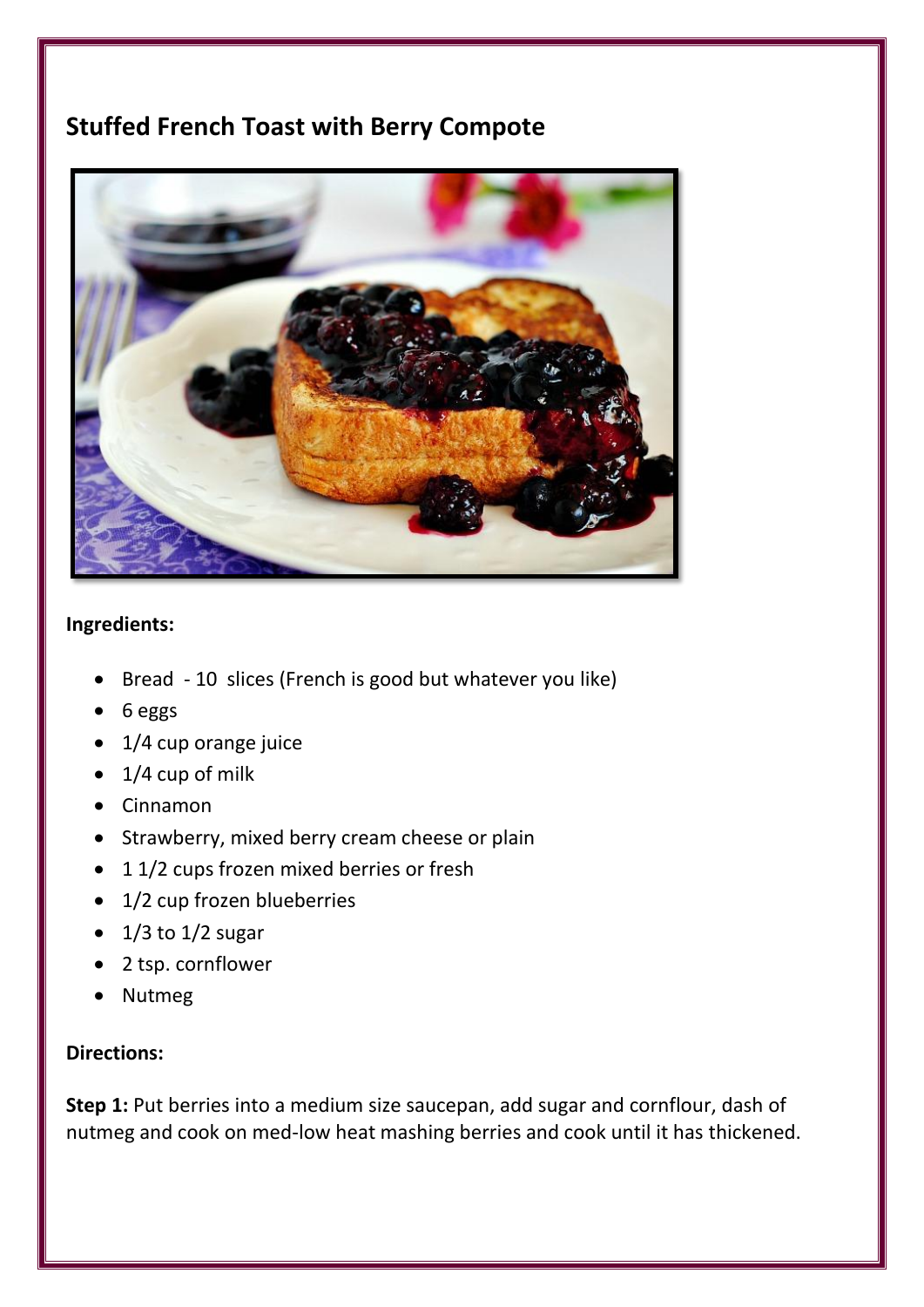## Stuffed French Toast with Berry Compote

**Ingredients:**

- Bread  - 10  slices (French is good but whatever you like)
- 6 eggs
- 1/4 cup orange juice
- 1/4 cup of milk
- Cinnamon
- Strawberry, mixed berry cream cheese or plain
- 1 1/2 cups frozen mixed berries or fresh
- 1/2 cup frozen blueberries
- 1/3 to 1/2 sugar
- 2 tsp. cornflower
- Nutmeg

**Directions:**

**Step 1:** Put berries into a medium size saucepan, add sugar and cornflour, dash of nutmeg and cook on med-low heat mashing berries and cook until it has thickened.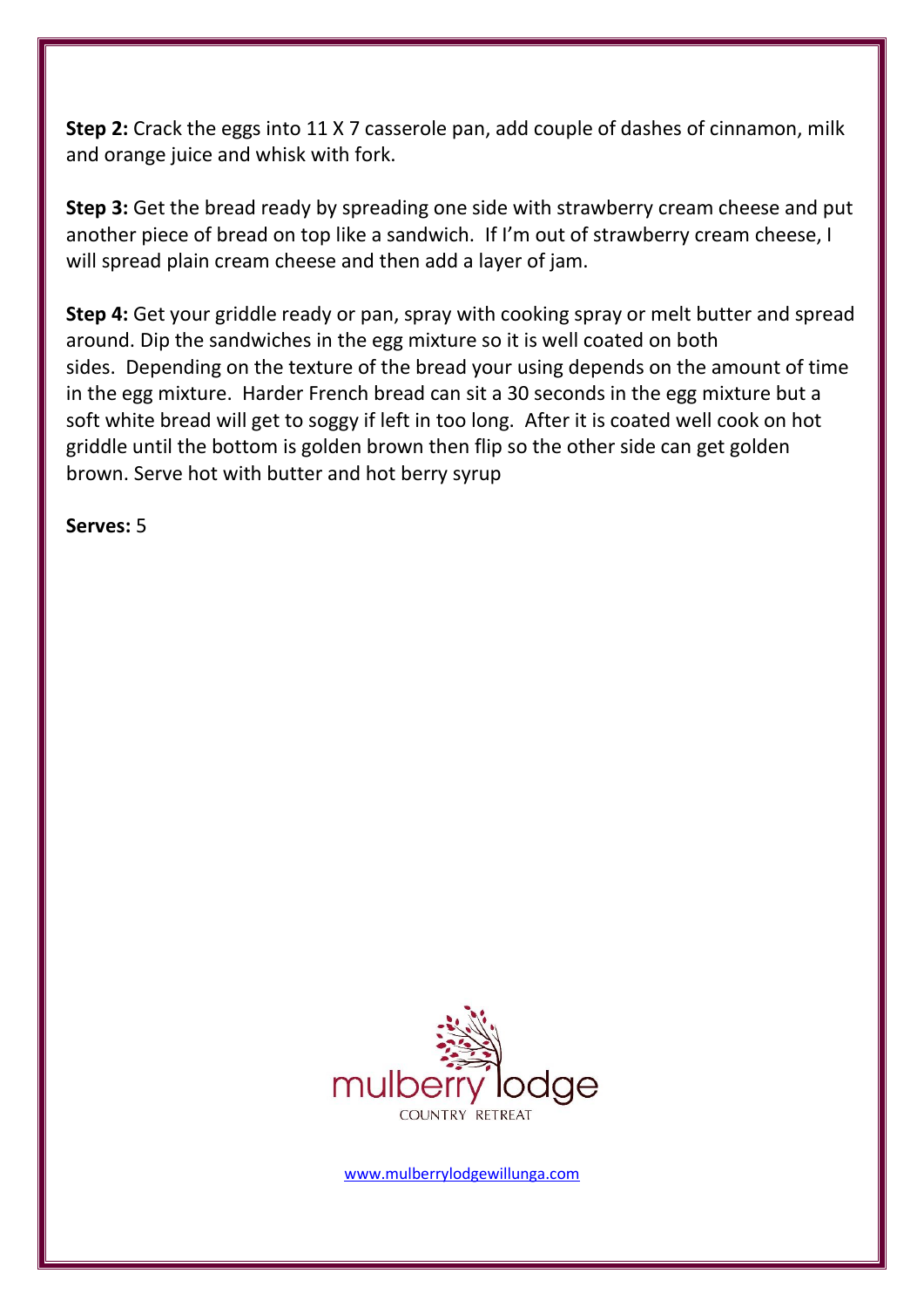**Step 2:** Crack the eggs into 11 X 7 casserole pan, add couple of dashes of cinnamon, milk and orange juice and whisk with fork.

**Step 3:** Get the bread ready by spreading one side with strawberry cream cheese and put another piece of bread on top like a sandwich. If I'm out of strawberry cream cheese, I will spread plain cream cheese and then add a layer of jam.

**Step 4:** Get your griddle ready or pan, spray with cooking spray or melt butter and spread around. Dip the sandwiches in the egg mixture so it is well coated on both sides. Depending on the texture of the bread your using depends on the amount of time in the egg mixture. Harder French bread can sit a 30 seconds in the egg mixture but a soft white bread will get to soggy if left in too long. After it is coated well cook on hot griddle until the bottom is golden brown then flip so the other side can get golden brown. Serve hot with butter and hot berry syrup

**Serves:** 5

mulberry lodge
COUNTRY RETREAT

www.mulberrylodgewillunga.com